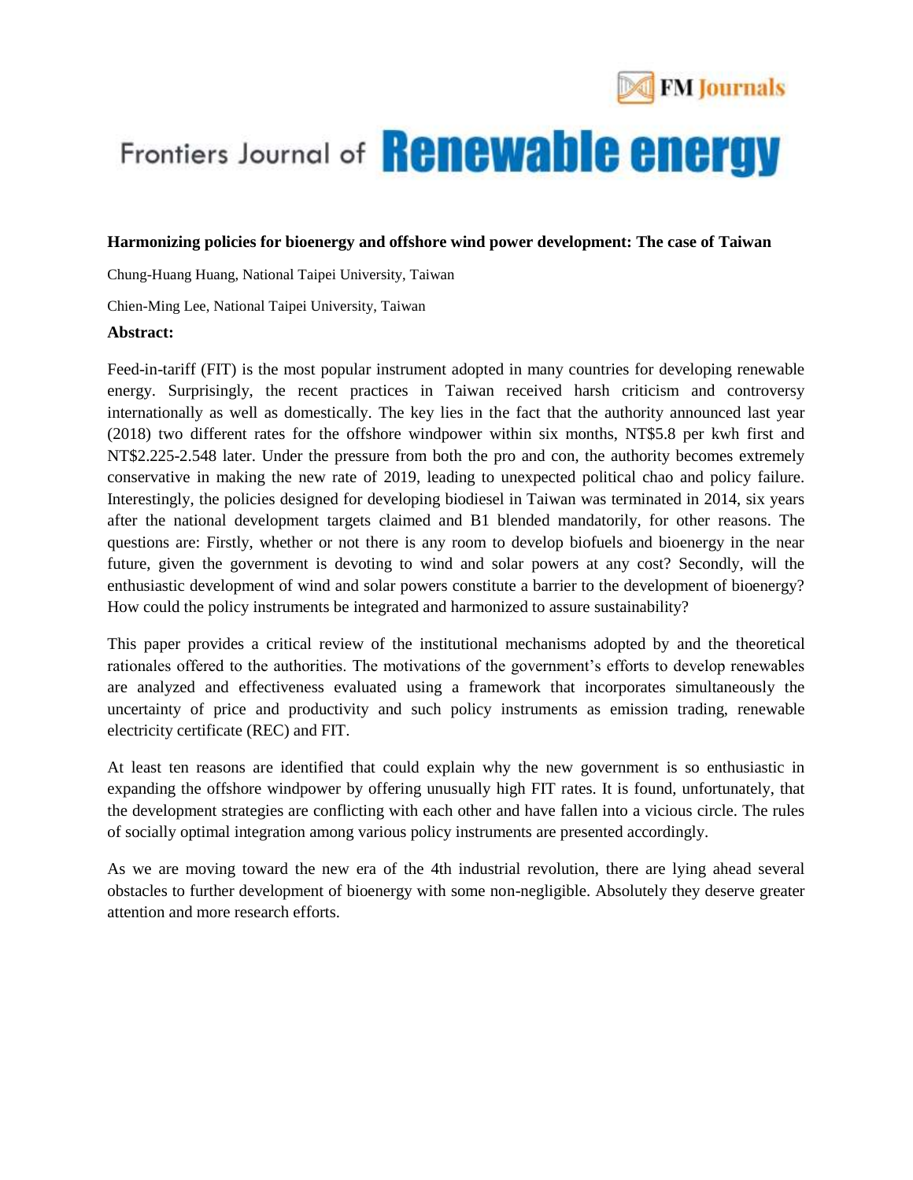# Harmonizing policies for bioenergy and offshore wind power development: The case of Taiwan

Chung-Huang Huang, National Taipei University, Taiwan

Chien-Ming Lee, National Taipei University, Taiwan

**Abstract:**

Feed-in-tariff (FIT) is the most popular instrument adopted in many countries for developing renewable energy. Surprisingly, the recent practices in Taiwan received harsh criticism and controversy internationally as well as domestically. The key lies in the fact that the authority announced last year (2018) two different rates for the offshore windpower within six months, NT$5.8 per kwh first and NT$2.225-2.548 later. Under the pressure from both the pro and con, the authority becomes extremely conservative in making the new rate of 2019, leading to unexpected political chao and policy failure. Interestingly, the policies designed for developing biodiesel in Taiwan was terminated in 2014, six years after the national development targets claimed and B1 blended mandatorily, for other reasons. The questions are: Firstly, whether or not there is any room to develop biofuels and bioenergy in the near future, given the government is devoting to wind and solar powers at any cost? Secondly, will the enthusiastic development of wind and solar powers constitute a barrier to the development of bioenergy? How could the policy instruments be integrated and harmonized to assure sustainability?

This paper provides a critical review of the institutional mechanisms adopted by and the theoretical rationales offered to the authorities. The motivations of the government's efforts to develop renewables are analyzed and effectiveness evaluated using a framework that incorporates simultaneously the uncertainty of price and productivity and such policy instruments as emission trading, renewable electricity certificate (REC) and FIT.

At least ten reasons are identified that could explain why the new government is so enthusiastic in expanding the offshore windpower by offering unusually high FIT rates. It is found, unfortunately, that the development strategies are conflicting with each other and have fallen into a vicious circle. The rules of socially optimal integration among various policy instruments are presented accordingly.

As we are moving toward the new era of the 4th industrial revolution, there are lying ahead several obstacles to further development of bioenergy with some non-negligible. Absolutely they deserve greater attention and more research efforts.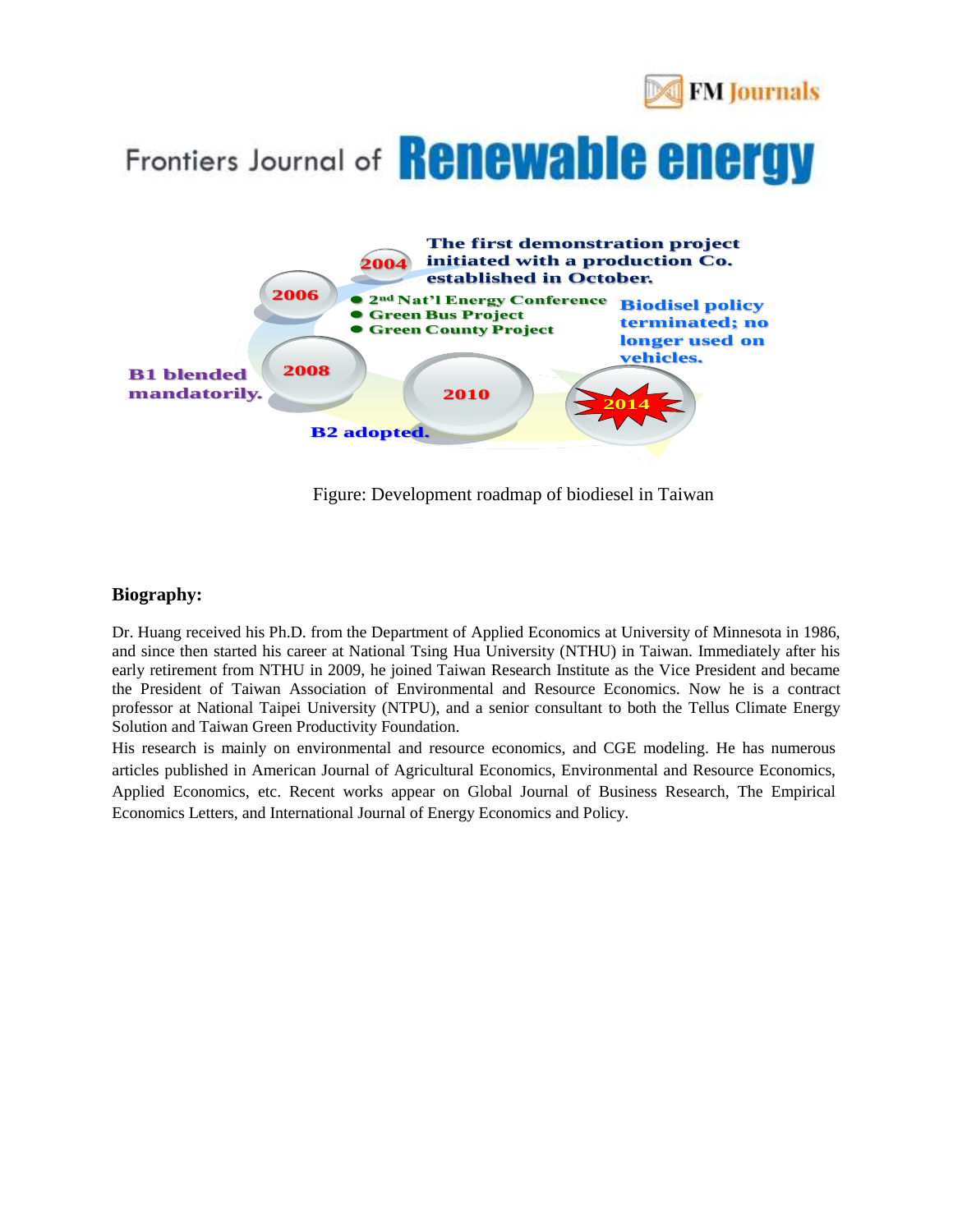2004

The first demonstration project initiated with a production Co. established in October.

2006

- 2nd Nat'l Energy Conference
- Green Bus Project
- Green County Project

2008

B1 blended mandatorily.

2010

B2 adopted.

2014

Biodisel policy terminated; no longer used on vehicles.

Figure: Development roadmap of biodiesel in Taiwan

## Biography:

Dr. Huang received his Ph.D. from the Department of Applied Economics at University of Minnesota in 1986, and since then started his career at National Tsing Hua University (NTHU) in Taiwan. Immediately after his early retirement from NTHU in 2009, he joined Taiwan Research Institute as the Vice President and became the President of Taiwan Association of Environmental and Resource Economics. Now he is a contract professor at National Taipei University (NTPU), and a senior consultant to both the Tellus Climate Energy Solution and Taiwan Green Productivity Foundation.

His research is mainly on environmental and resource economics, and CGE modeling. He has numerous articles published in American Journal of Agricultural Economics, Environmental and Resource Economics, Applied Economics, etc. Recent works appear on Global Journal of Business Research, The Empirical Economics Letters, and International Journal of Energy Economics and Policy.